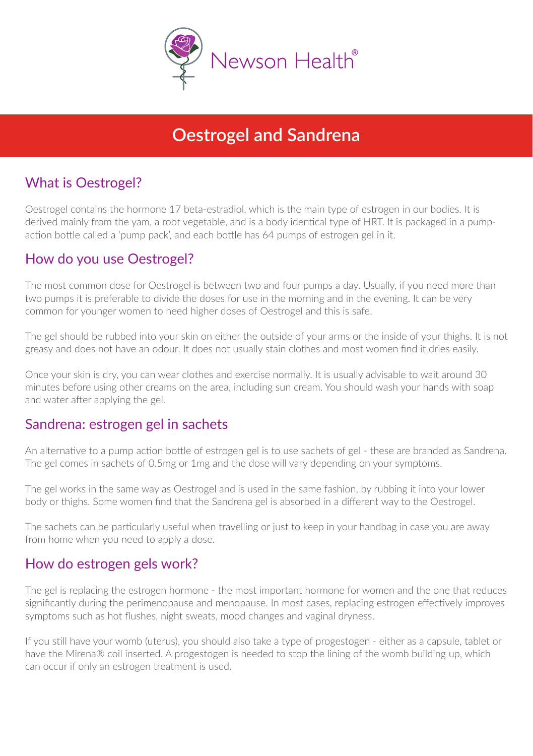Newson Health®

# Oestrogel and Sandrena

## What is Oestrogel?

Oestrogel contains the hormone 17 beta-estradiol, which is the main type of estrogen in our bodies. It is derived mainly from the yam, a root vegetable, and is a body identical type of HRT. It is packaged in a pump-action bottle called a 'pump pack', and each bottle has 64 pumps of estrogen gel in it.

## How do you use Oestrogel?

The most common dose for Oestrogel is between two and four pumps a day. Usually, if you need more than two pumps it is preferable to divide the doses for use in the morning and in the evening. It can be very common for younger women to need higher doses of Oestrogel and this is safe.

The gel should be rubbed into your skin on either the outside of your arms or the inside of your thighs. It is not greasy and does not have an odour. It does not usually stain clothes and most women find it dries easily.

Once your skin is dry, you can wear clothes and exercise normally. It is usually advisable to wait around 30 minutes before using other creams on the area, including sun cream. You should wash your hands with soap and water after applying the gel.

## Sandrena: estrogen gel in sachets

An alternative to a pump action bottle of estrogen gel is to use sachets of gel - these are branded as Sandrena. The gel comes in sachets of 0.5mg or 1mg and the dose will vary depending on your symptoms.

The gel works in the same way as Oestrogel and is used in the same fashion, by rubbing it into your lower body or thighs. Some women find that the Sandrena gel is absorbed in a different way to the Oestrogel.

The sachets can be particularly useful when travelling or just to keep in your handbag in case you are away from home when you need to apply a dose.

## How do estrogen gels work?

The gel is replacing the estrogen hormone - the most important hormone for women and the one that reduces significantly during the perimenopause and menopause. In most cases, replacing estrogen effectively improves symptoms such as hot flushes, night sweats, mood changes and vaginal dryness.

If you still have your womb (uterus), you should also take a type of progestogen - either as a capsule, tablet or have the Mirena® coil inserted. A progestogen is needed to stop the lining of the womb building up, which can occur if only an estrogen treatment is used.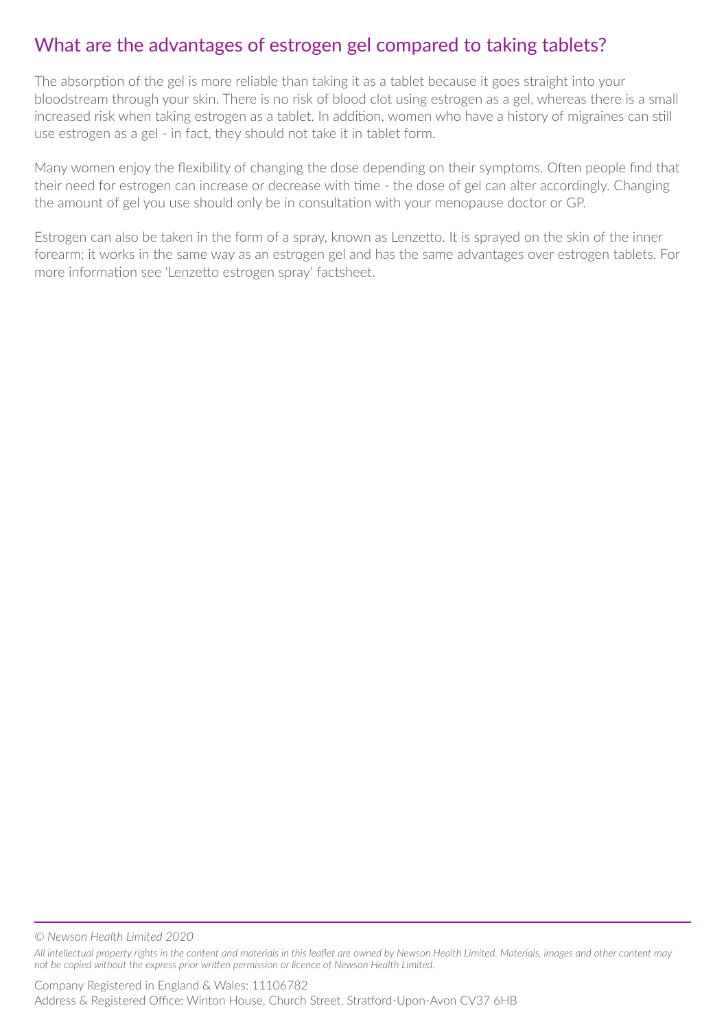## What are the advantages of estrogen gel compared to taking tablets?

The absorption of the gel is more reliable than taking it as a tablet because it goes straight into your bloodstream through your skin. There is no risk of blood clot using estrogen as a gel, whereas there is a small increased risk when taking estrogen as a tablet. In addition, women who have a history of migraines can still use estrogen as a gel - in fact, they should not take it in tablet form.

Many women enjoy the flexibility of changing the dose depending on their symptoms. Often people find that their need for estrogen can increase or decrease with time - the dose of gel can alter accordingly. Changing the amount of gel you use should only be in consultation with your menopause doctor or GP.

Estrogen can also be taken in the form of a spray, known as Lenzetto. It is sprayed on the skin of the inner forearm; it works in the same way as an estrogen gel and has the same advantages over estrogen tablets. For more information see 'Lenzetto estrogen spray' factsheet.

---

*© Newson Health Limited 2020*

*All intellectual property rights in the content and materials in this leaflet are owned by Newson Health Limited. Materials, images and other content may not be copied without the express prior written permission or licence of Newson Health Limited.*

Company Registered in England & Wales: 11106782
Address & Registered Office: Winton House, Church Street, Stratford-Upon-Avon CV37 6HB